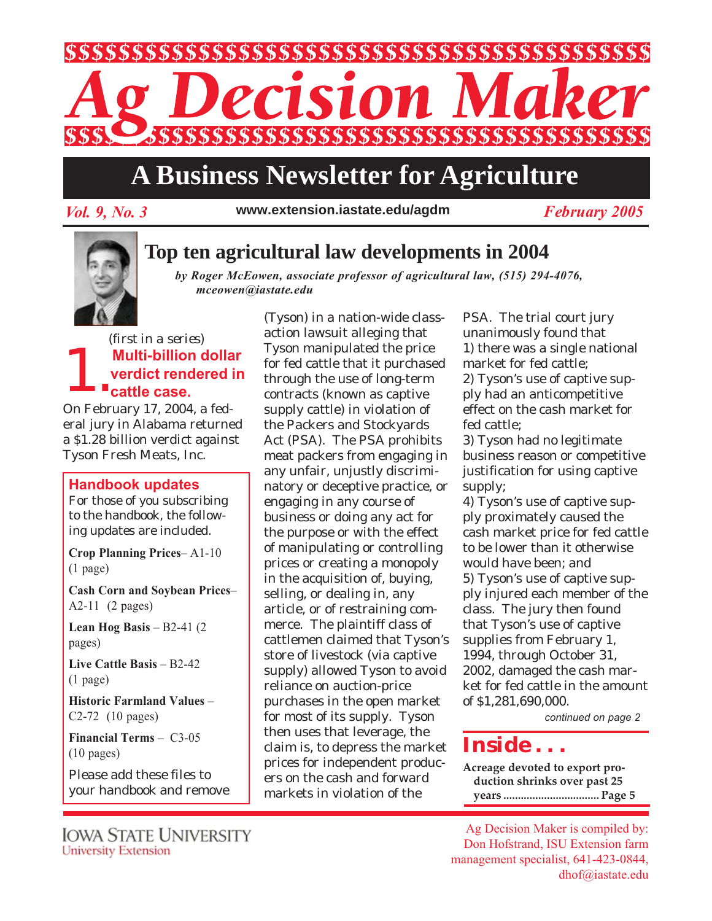# Ag Decision Maker

## A Business Newsletter for Agriculture

*Vol. 9, No. 3* | www.extension.iastate.edu/agdm | *February 2005*

# Top ten agricultural law developments in 2004

*by Roger McEowen, associate professor of agricultural law, (515) 294-4076, mceowen@iastate.edu*

(first in a series)

## 1. Multi-billion dollar verdict rendered in cattle case.

On February 17, 2004, a federal jury in Alabama returned a $1.28 billion verdict against Tyson Fresh Meats, Inc. (Tyson) in a nation-wide class-action lawsuit alleging that Tyson manipulated the price for fed cattle that it purchased through the use of long-term contracts (known as captive supply cattle) in violation of the Packers and Stockyards Act (PSA). The PSA prohibits meat packers from engaging in any unfair, unjustly discriminatory or deceptive practice, or engaging in any course of business or doing any act for the purpose or with the effect of manipulating or controlling prices or creating a monopoly in the acquisition of, buying, selling, or dealing in, any article, or of restraining commerce. The plaintiff class of cattlemen claimed that Tyson's store of livestock (via captive supply) allowed Tyson to avoid reliance on auction-price purchases in the open market for most of its supply. Tyson then uses that leverage, the claim is, to depress the market prices for independent producers on the cash and forward markets in violation of the PSA. The trial court jury unanimously found that

1) there was a single national market for fed cattle;
2) Tyson's use of captive supply had an anticompetitive effect on the cash market for fed cattle;
3) Tyson had no legitimate business reason or competitive justification for using captive supply;
4) Tyson's use of captive supply proximately caused the cash market price for fed cattle to be lower than it otherwise would have been; and
5) Tyson's use of captive supply injured each member of the class. The jury then found that Tyson's use of captive supplies from February 1, 1994, through October 31, 2002, damaged the cash market for fed cattle in the amount of $1,281,690,000.

*continued on page 2*

### Handbook updates

For those of you subscribing to the handbook, the following updates are included.

**Crop Planning Prices**– A1-10 (1 page)

**Cash Corn and Soybean Prices**– A2-11 (2 pages)

**Lean Hog Basis** – B2-41 (2 pages)

**Live Cattle Basis** – B2-42 (1 page)

**Historic Farmland Values** – C2-72 (10 pages)

**Financial Terms** – C3-05 (10 pages)

Please add these files to your handbook and remove

### Inside . . .

**Acreage devoted to export production shrinks over past 25 years ................................ Page 5**

Iowa State University
University Extension

Ag Decision Maker is compiled by: Don Hofstrand, ISU Extension farm management specialist, 641-423-0844, dhof@iastate.edu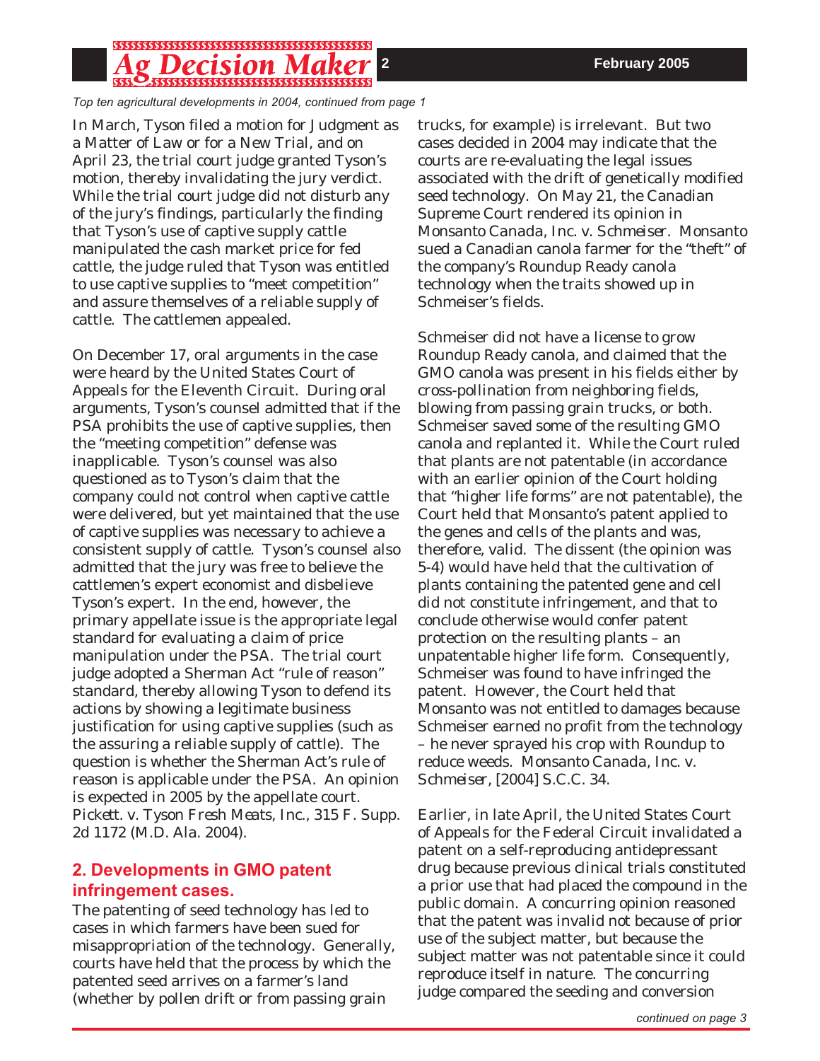*Top ten agricultural developments in 2004, continued from page 1*

In March, Tyson filed a motion for Judgment as a Matter of Law or for a New Trial, and on April 23, the trial court judge granted Tyson's motion, thereby invalidating the jury verdict. While the trial court judge did not disturb any of the jury's findings, particularly the finding that Tyson's use of captive supply cattle manipulated the cash market price for fed cattle, the judge ruled that Tyson was entitled to use captive supplies to "meet competition" and assure themselves of a reliable supply of cattle. The cattlemen appealed.

On December 17, oral arguments in the case were heard by the United States Court of Appeals for the Eleventh Circuit. During oral arguments, Tyson's counsel admitted that if the PSA prohibits the use of captive supplies, then the "meeting competition" defense was inapplicable. Tyson's counsel was also questioned as to Tyson's claim that the company could not control when captive cattle were delivered, but yet maintained that the use of captive supplies was necessary to achieve a consistent supply of cattle. Tyson's counsel also admitted that the jury was free to believe the cattlemen's expert economist and disbelieve Tyson's expert. In the end, however, the primary appellate issue is the appropriate legal standard for evaluating a claim of price manipulation under the PSA. The trial court judge adopted a Sherman Act "rule of reason" standard, thereby allowing Tyson to defend its actions by showing a legitimate business justification for using captive supplies (such as the assuring a reliable supply of cattle). The question is whether the Sherman Act's rule of reason is applicable under the PSA. An opinion is expected in 2005 by the appellate court. *Pickett. v. Tyson Fresh Meats, Inc.*, 315 F. Supp. 2d 1172 (M.D. Ala. 2004).

## 2. Developments in GMO patent infringement cases.

The patenting of seed technology has led to cases in which farmers have been sued for misappropriation of the technology. Generally, courts have held that the process by which the patented seed arrives on a farmer's land (whether by pollen drift or from passing grain trucks, for example) is irrelevant. But two cases decided in 2004 may indicate that the courts are re-evaluating the legal issues associated with the drift of genetically modified seed technology. On May 21, the Canadian Supreme Court rendered its opinion in *Monsanto Canada, Inc. v. Schmeiser*. Monsanto sued a Canadian canola farmer for the "theft" of the company's Roundup Ready canola technology when the traits showed up in Schmeiser's fields.

Schmeiser did not have a license to grow Roundup Ready canola, and claimed that the GMO canola was present in his fields either by cross-pollination from neighboring fields, blowing from passing grain trucks, or both. Schmeiser saved some of the resulting GMO canola and replanted it. While the Court ruled that plants are not patentable (in accordance with an earlier opinion of the Court holding that "higher life forms" are not patentable), the Court held that Monsanto's patent applied to the genes and cells of the plants and was, therefore, valid. The dissent (the opinion was 5-4) would have held that the cultivation of plants containing the patented gene and cell did not constitute infringement, and that to conclude otherwise would confer patent protection on the resulting plants – an unpatentable higher life form. Consequently, Schmeiser was found to have infringed the patent. However, the Court held that Monsanto was not entitled to damages because Schmeiser earned no profit from the technology – he never sprayed his crop with Roundup to reduce weeds. *Monsanto Canada, Inc. v. Schmeiser*, [2004] S.C.C. 34.

Earlier, in late April, the United States Court of Appeals for the Federal Circuit invalidated a patent on a self-reproducing antidepressant drug because previous clinical trials constituted a prior use that had placed the compound in the public domain. A concurring opinion reasoned that the patent was invalid not because of prior use of the subject matter, but because the subject matter was not patentable since it could reproduce itself in nature. The concurring judge compared the seeding and conversion

*continued on page 3*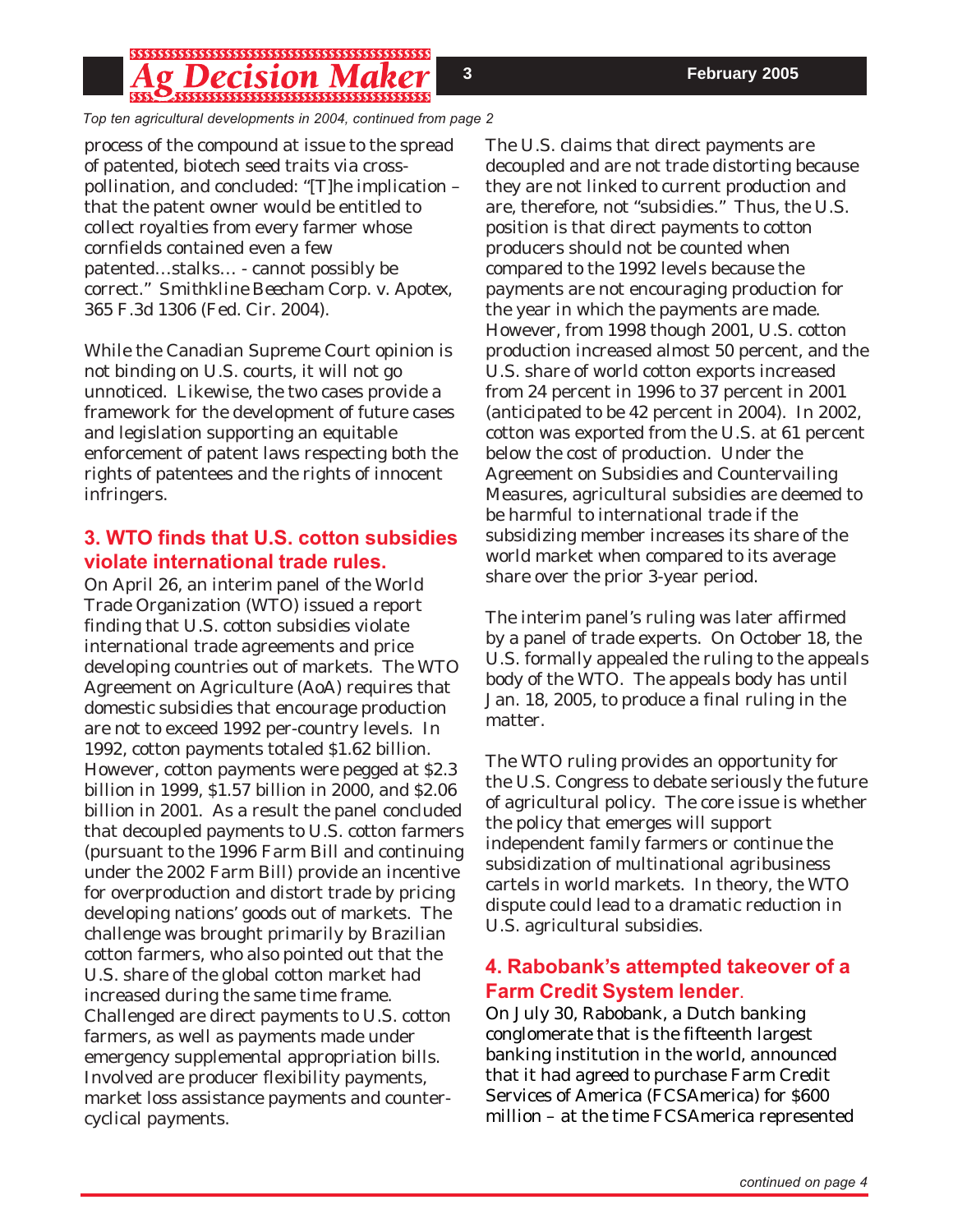*Top ten agricultural developments in 2004, continued from page 2*

process of the compound at issue to the spread of patented, biotech seed traits via cross-pollination, and concluded: "[T]he implication – that the patent owner would be entitled to collect royalties from every farmer whose cornfields contained even a few patented…stalks… - cannot possibly be correct." Smithkline Beecham Corp. v. Apotex, 365 F.3d 1306 (Fed. Cir. 2004).

While the Canadian Supreme Court opinion is not binding on U.S. courts, it will not go unnoticed. Likewise, the two cases provide a framework for the development of future cases and legislation supporting an equitable enforcement of patent laws respecting both the rights of patentees and the rights of innocent infringers.

## 3. WTO finds that U.S. cotton subsidies violate international trade rules.

On April 26, an interim panel of the World Trade Organization (WTO) issued a report finding that U.S. cotton subsidies violate international trade agreements and price developing countries out of markets. The WTO Agreement on Agriculture (AoA) requires that domestic subsidies that encourage production are not to exceed 1992 per-country levels. In 1992, cotton payments totaled $1.62 billion. However, cotton payments were pegged at $2.3 billion in 1999, $1.57 billion in 2000, and $2.06 billion in 2001. As a result the panel concluded that decoupled payments to U.S. cotton farmers (pursuant to the 1996 Farm Bill and continuing under the 2002 Farm Bill) provide an incentive for overproduction and distort trade by pricing developing nations' goods out of markets. The challenge was brought primarily by Brazilian cotton farmers, who also pointed out that the U.S. share of the global cotton market had increased during the same time frame. Challenged are direct payments to U.S. cotton farmers, as well as payments made under emergency supplemental appropriation bills. Involved are producer flexibility payments, market loss assistance payments and counter-cyclical payments.

The U.S. claims that direct payments are decoupled and are not trade distorting because they are not linked to current production and are, therefore, not "subsidies." Thus, the U.S. position is that direct payments to cotton producers should not be counted when compared to the 1992 levels because the payments are not encouraging production for the year in which the payments are made. However, from 1998 though 2001, U.S. cotton production increased almost 50 percent, and the U.S. share of world cotton exports increased from 24 percent in 1996 to 37 percent in 2001 (anticipated to be 42 percent in 2004). In 2002, cotton was exported from the U.S. at 61 percent below the cost of production. Under the Agreement on Subsidies and Countervailing Measures, agricultural subsidies are deemed to be harmful to international trade if the subsidizing member increases its share of the world market when compared to its average share over the prior 3-year period.

The interim panel's ruling was later affirmed by a panel of trade experts. On October 18, the U.S. formally appealed the ruling to the appeals body of the WTO. The appeals body has until Jan. 18, 2005, to produce a final ruling in the matter.

The WTO ruling provides an opportunity for the U.S. Congress to debate seriously the future of agricultural policy. The core issue is whether the policy that emerges will support independent family farmers or continue the subsidization of multinational agribusiness cartels in world markets. In theory, the WTO dispute could lead to a dramatic reduction in U.S. agricultural subsidies.

## 4. Rabobank's attempted takeover of a Farm Credit System lender.

On July 30, Rabobank, a Dutch banking conglomerate that is the fifteenth largest banking institution in the world, announced that it had agreed to purchase Farm Credit Services of America (FCSAmerica) for $600 million – at the time FCSAmerica represented

*continued on page 4*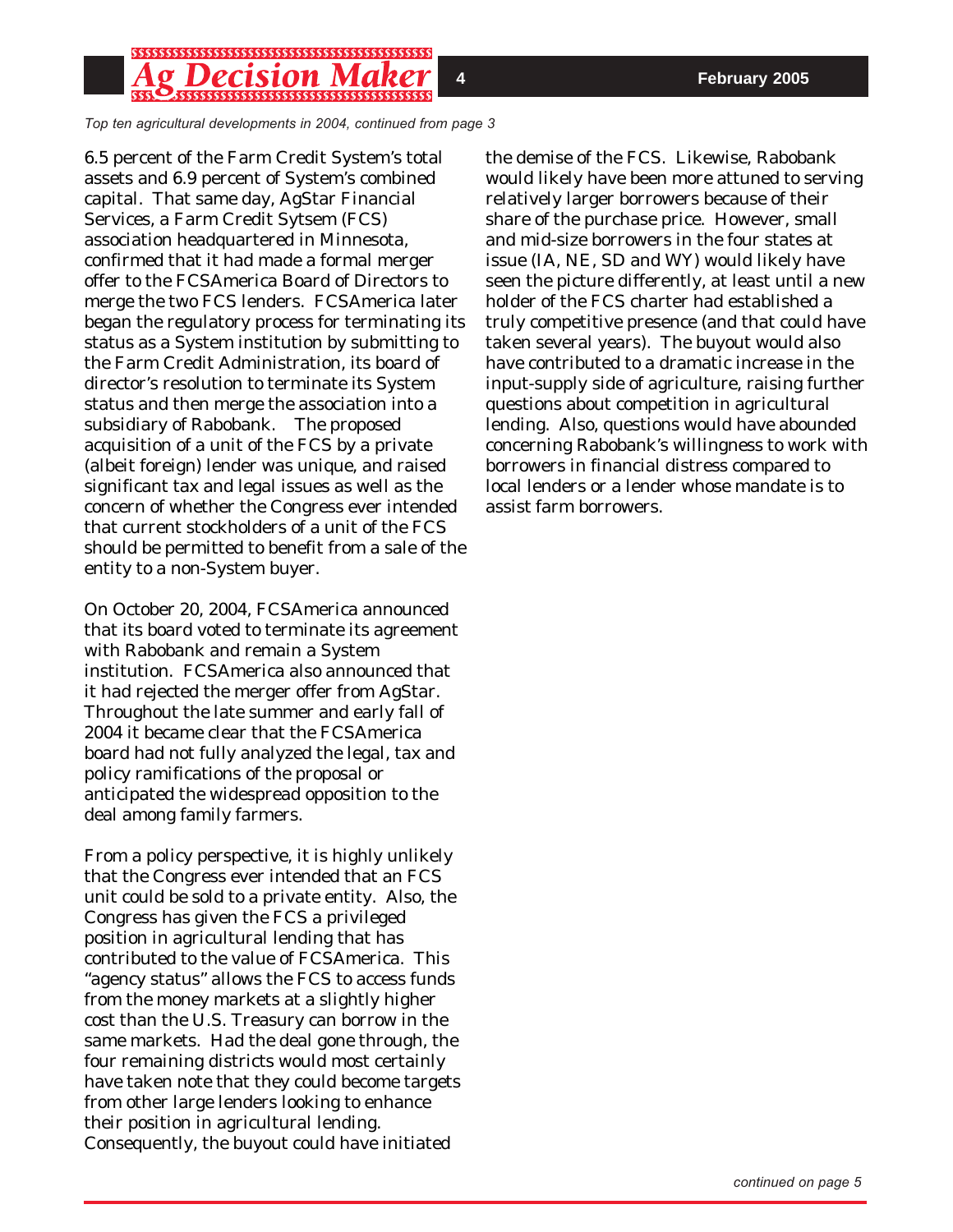*Top ten agricultural developments in 2004, continued from page 3*

6.5 percent of the Farm Credit System's total assets and 6.9 percent of System's combined capital. That same day, AgStar Financial Services, a Farm Credit Sytsem (FCS) association headquartered in Minnesota, confirmed that it had made a formal merger offer to the FCSAmerica Board of Directors to merge the two FCS lenders. FCSAmerica later began the regulatory process for terminating its status as a System institution by submitting to the Farm Credit Administration, its board of director's resolution to terminate its System status and then merge the association into a subsidiary of Rabobank. The proposed acquisition of a unit of the FCS by a private (albeit foreign) lender was unique, and raised significant tax and legal issues as well as the concern of whether the Congress ever intended that current stockholders of a unit of the FCS should be permitted to benefit from a sale of the entity to a non-System buyer.

On October 20, 2004, FCSAmerica announced that its board voted to terminate its agreement with Rabobank and remain a System institution. FCSAmerica also announced that it had rejected the merger offer from AgStar. Throughout the late summer and early fall of 2004 it became clear that the FCSAmerica board had not fully analyzed the legal, tax and policy ramifications of the proposal or anticipated the widespread opposition to the deal among family farmers.

From a policy perspective, it is highly unlikely that the Congress ever intended that an FCS unit could be sold to a private entity. Also, the Congress has given the FCS a privileged position in agricultural lending that has contributed to the value of FCSAmerica. This "agency status" allows the FCS to access funds from the money markets at a slightly higher cost than the U.S. Treasury can borrow in the same markets. Had the deal gone through, the four remaining districts would most certainly have taken note that they could become targets from other large lenders looking to enhance their position in agricultural lending. Consequently, the buyout could have initiated the demise of the FCS. Likewise, Rabobank would likely have been more attuned to serving relatively larger borrowers because of their share of the purchase price. However, small and mid-size borrowers in the four states at issue (IA, NE, SD and WY) would likely have seen the picture differently, at least until a new holder of the FCS charter had established a truly competitive presence (and that could have taken several years). The buyout would also have contributed to a dramatic increase in the input-supply side of agriculture, raising further questions about competition in agricultural lending. Also, questions would have abounded concerning Rabobank's willingness to work with borrowers in financial distress compared to local lenders or a lender whose mandate is to assist farm borrowers.

*continued on page 5*